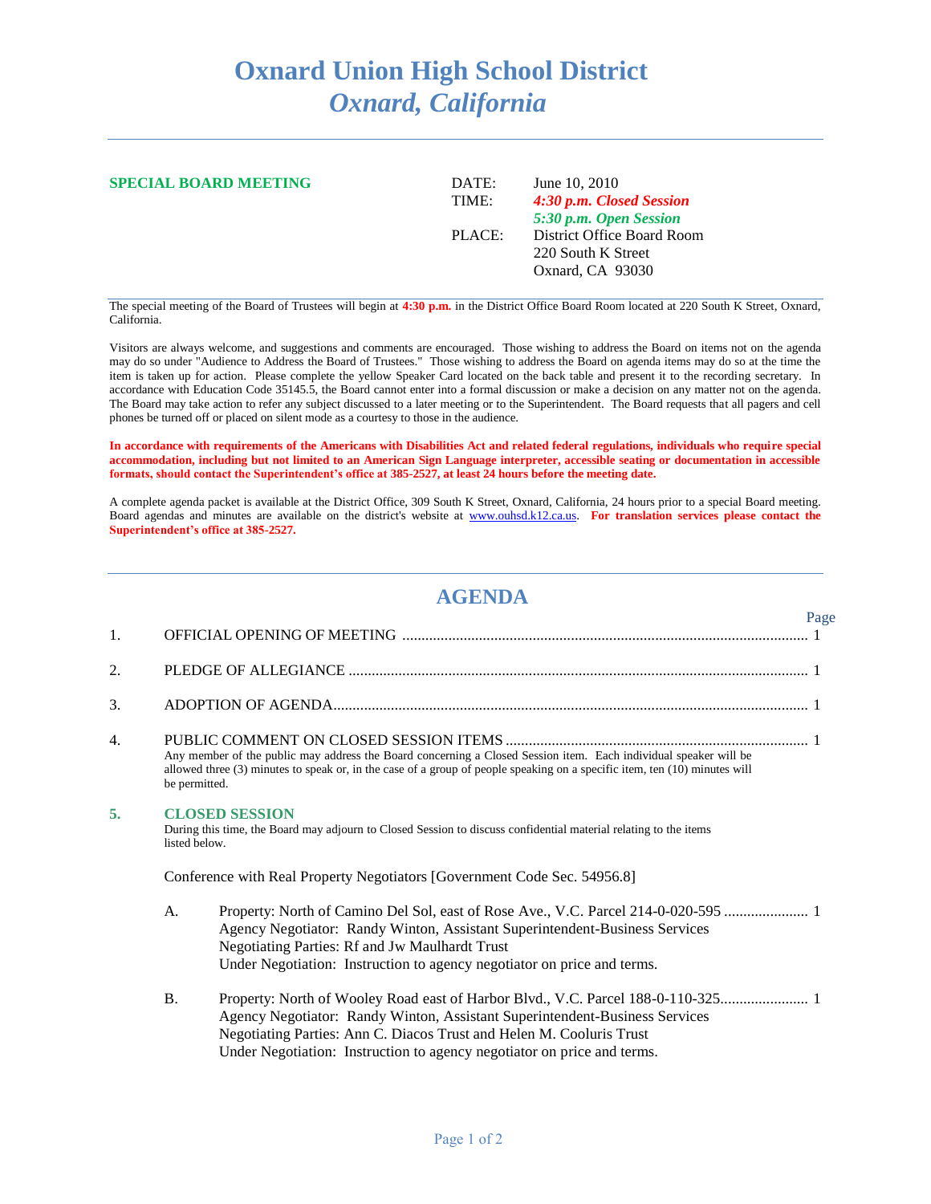# Oxnard Union High School District
## *Oxnard, California*

---

**SPECIAL BOARD MEETING**

| | |
|---|---|
| DATE: | June 10, 2010 |
| TIME: | ***4:30 p.m. Closed Session*** |
| | ***5:30 p.m. Open Session*** |
| PLACE: | District Office Board Room |
| | 220 South K Street |
| | Oxnard, CA 93030 |

---

The special meeting of the Board of Trustees will begin at **4:30 p.m.** in the District Office Board Room located at 220 South K Street, Oxnard, California.

Visitors are always welcome, and suggestions and comments are encouraged. Those wishing to address the Board on items not on the agenda may do so under "Audience to Address the Board of Trustees." Those wishing to address the Board on agenda items may do so at the time the item is taken up for action. Please complete the yellow Speaker Card located on the back table and present it to the recording secretary. In accordance with Education Code 35145.5, the Board cannot enter into a formal discussion or make a decision on any matter not on the agenda. The Board may take action to refer any subject discussed to a later meeting or to the Superintendent. The Board requests that all pagers and cell phones be turned off or placed on silent mode as a courtesy to those in the audience.

**In accordance with requirements of the Americans with Disabilities Act and related federal regulations, individuals who require special accommodation, including but not limited to an American Sign Language interpreter, accessible seating or documentation in accessible formats, should contact the Superintendent's office at 385-2527, at least 24 hours before the meeting date.**

A complete agenda packet is available at the District Office, 309 South K Street, Oxnard, California, 24 hours prior to a special Board meeting. Board agendas and minutes are available on the district's website at www.ouhsd.k12.ca.us. **For translation services please contact the Superintendent's office at 385-2527.**

---

## AGENDA

| | | Page |
|---|---|---|
| 1. | OFFICIAL OPENING OF MEETING | 1 |
| 2. | PLEDGE OF ALLEGIANCE | 1 |
| 3. | ADOPTION OF AGENDA | 1 |
| 4. | PUBLIC COMMENT ON CLOSED SESSION ITEMS | 1 |

Any member of the public may address the Board concerning a Closed Session item. Each individual speaker will be allowed three (3) minutes to speak or, in the case of a group of people speaking on a specific item, ten (10) minutes will be permitted.

**5. CLOSED SESSION**

During this time, the Board may adjourn to Closed Session to discuss confidential material relating to the items listed below.

Conference with Real Property Negotiators [Government Code Sec. 54956.8]

A. Property: North of Camino Del Sol, east of Rose Ave., V.C. Parcel 214-0-020-595 ...................... 1
Agency Negotiator: Randy Winton, Assistant Superintendent-Business Services
Negotiating Parties: Rf and Jw Maulhardt Trust
Under Negotiation: Instruction to agency negotiator on price and terms.

B. Property: North of Wooley Road east of Harbor Blvd., V.C. Parcel 188-0-110-325...................... 1
Agency Negotiator: Randy Winton, Assistant Superintendent-Business Services
Negotiating Parties: Ann C. Diacos Trust and Helen M. Cooluris Trust
Under Negotiation: Instruction to agency negotiator on price and terms.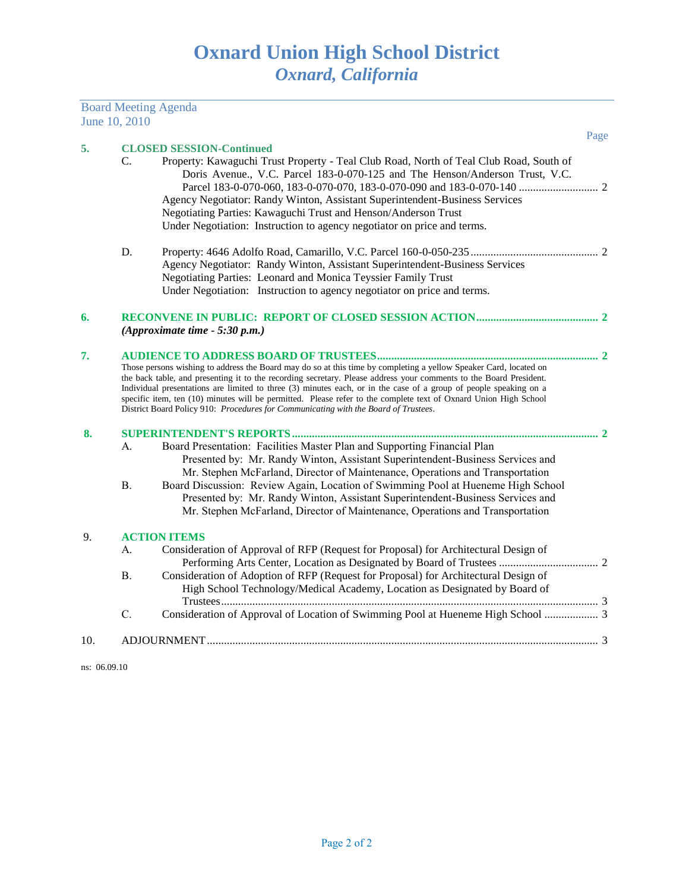# Oxnard Union High School District
## *Oxnard, California*

Board Meeting Agenda
June 10, 2010

Page

**5. CLOSED SESSION-Continued**

C. Property: Kawaguchi Trust Property - Teal Club Road, North of Teal Club Road, South of Doris Avenue., V.C. Parcel 183-0-070-125 and The Henson/Anderson Trust, V.C. Parcel 183-0-070-060, 183-0-070-070, 183-0-070-090 and 183-0-070-140 ............................ 2
Agency Negotiator: Randy Winton, Assistant Superintendent-Business Services
Negotiating Parties: Kawaguchi Trust and Henson/Anderson Trust
Under Negotiation: Instruction to agency negotiator on price and terms.

D. Property: 4646 Adolfo Road, Camarillo, V.C. Parcel 160-0-050-235 ............................................ 2
Agency Negotiator: Randy Winton, Assistant Superintendent-Business Services
Negotiating Parties: Leonard and Monica Teyssier Family Trust
Under Negotiation: Instruction to agency negotiator on price and terms.

**6. RECONVENE IN PUBLIC: REPORT OF CLOSED SESSION ACTION.......................................... 2**
***(Approximate time - 5:30 p.m.)***

**7. AUDIENCE TO ADDRESS BOARD OF TRUSTEES............................................................................ 2**
Those persons wishing to address the Board may do so at this time by completing a yellow Speaker Card, located on the back table, and presenting it to the recording secretary. Please address your comments to the Board President. Individual presentations are limited to three (3) minutes each, or in the case of a group of people speaking on a specific item, ten (10) minutes will be permitted. Please refer to the complete text of Oxnard Union High School District Board Policy 910: *Procedures for Communicating with the Board of Trustees*.

**8. SUPERINTENDENT'S REPORTS ........................................................................................................ 2**

A. Board Presentation: Facilities Master Plan and Supporting Financial Plan
Presented by: Mr. Randy Winton, Assistant Superintendent-Business Services and Mr. Stephen McFarland, Director of Maintenance, Operations and Transportation

B. Board Discussion: Review Again, Location of Swimming Pool at Hueneme High School
Presented by: Mr. Randy Winton, Assistant Superintendent-Business Services and Mr. Stephen McFarland, Director of Maintenance, Operations and Transportation

9. **ACTION ITEMS**

A. Consideration of Approval of RFP (Request for Proposal) for Architectural Design of Performing Arts Center, Location as Designated by Board of Trustees .................................. 2

B. Consideration of Adoption of RFP (Request for Proposal) for Architectural Design of High School Technology/Medical Academy, Location as Designated by Board of Trustees.................................................................................................................................... 3

C. Consideration of Approval of Location of Swimming Pool at Hueneme High School .................. 3

10. ADJOURNMENT........................................................................................................................ 3

ns: 06.09.10